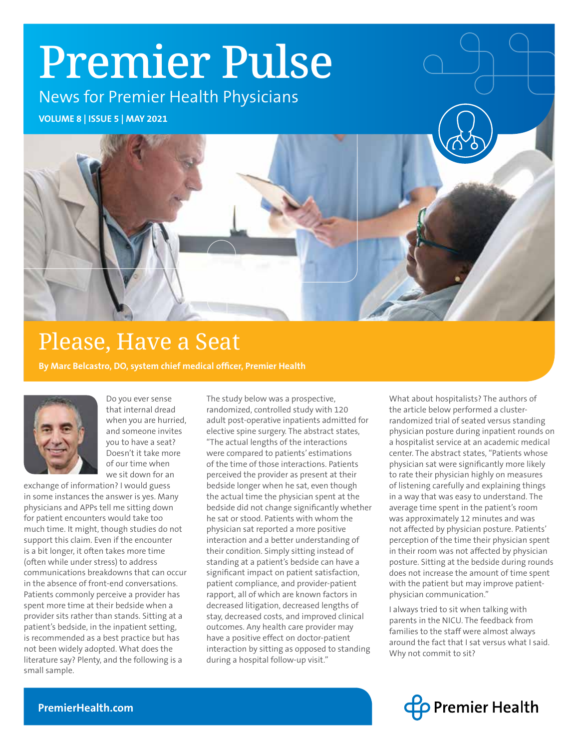# Premier Pulse

News for Premier Health Physicians

**VOLUME 8 | ISSUE 5 | MAY 2021**

## Please, Have a Seat

**By Marc Belcastro, DO, system chief medical officer, Premier Health**

Do you ever sense that internal dread when you are hurried, and someone invites you to have a seat? Doesn't it take more of our time when we sit down for an exchange of information? I would guess in some instances the answer is yes. Many physicians and APPs tell me sitting down for patient encounters would take too much time. It might, though studies do not support this claim. Even if the encounter is a bit longer, it often takes more time (often while under stress) to address communications breakdowns that can occur in the absence of front-end conversations. Patients commonly perceive a provider has spent more time at their bedside when a provider sits rather than stands. Sitting at a patient's bedside, in the inpatient setting, is recommended as a best practice but has not been widely adopted. What does the literature say? Plenty, and the following is a small sample.

The study below was a prospective, randomized, controlled study with 120 adult post-operative inpatients admitted for elective spine surgery. The abstract states, "The actual lengths of the interactions were compared to patients' estimations of the time of those interactions. Patients perceived the provider as present at their bedside longer when he sat, even though the actual time the physician spent at the bedside did not change significantly whether he sat or stood. Patients with whom the physician sat reported a more positive interaction and a better understanding of their condition. Simply sitting instead of standing at a patient's bedside can have a significant impact on patient satisfaction, patient compliance, and provider-patient rapport, all of which are known factors in decreased litigation, decreased lengths of stay, decreased costs, and improved clinical outcomes. Any health care provider may have a positive effect on doctor-patient interaction by sitting as opposed to standing during a hospital follow-up visit."

What about hospitalists? The authors of the article below performed a cluster-randomized trial of seated versus standing physician posture during inpatient rounds on a hospitalist service at an academic medical center. The abstract states, "Patients whose physician sat were significantly more likely to rate their physician highly on measures of listening carefully and explaining things in a way that was easy to understand. The average time spent in the patient's room was approximately 12 minutes and was not affected by physician posture. Patients' perception of the time their physician spent in their room was not affected by physician posture. Sitting at the bedside during rounds does not increase the amount of time spent with the patient but may improve patient-physician communication."

I always tried to sit when talking with parents in the NICU. The feedback from families to the staff were almost always around the fact that I sat versus what I said. Why not commit to sit?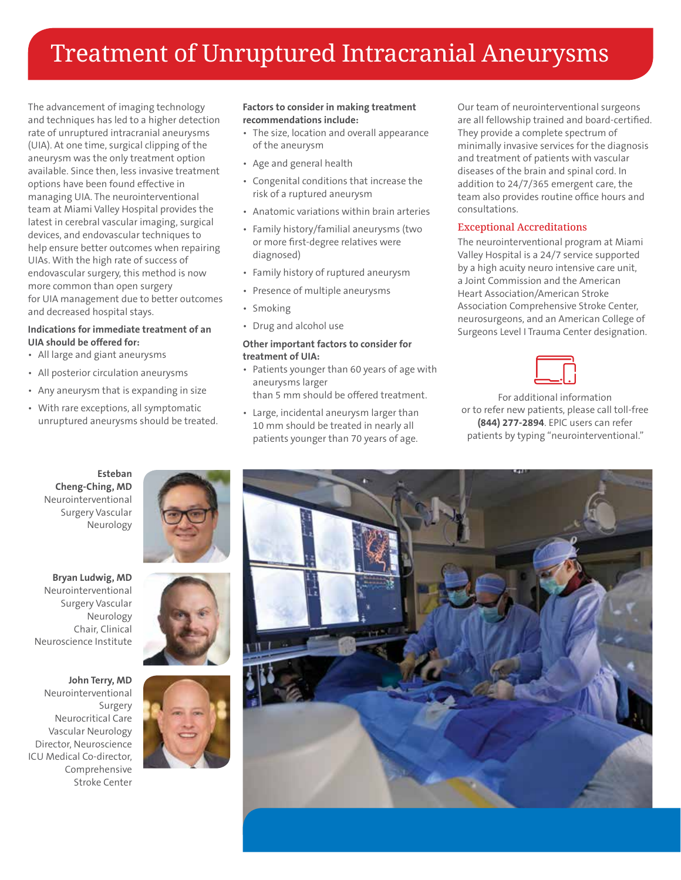# Treatment of Unruptured Intracranial Aneurysms

The advancement of imaging technology and techniques has led to a higher detection rate of unruptured intracranial aneurysms (UIA). At one time, surgical clipping of the aneurysm was the only treatment option available. Since then, less invasive treatment options have been found effective in managing UIA. The neurointerventional team at Miami Valley Hospital provides the latest in cerebral vascular imaging, surgical devices, and endovascular techniques to help ensure better outcomes when repairing UIAs. With the high rate of success of endovascular surgery, this method is now more common than open surgery for UIA management due to better outcomes and decreased hospital stays.

**Indications for immediate treatment of an UIA should be offered for:**

- All large and giant aneurysms
- All posterior circulation aneurysms
- Any aneurysm that is expanding in size
- With rare exceptions, all symptomatic unruptured aneurysms should be treated.

**Factors to consider in making treatment recommendations include:**

- The size, location and overall appearance of the aneurysm
- Age and general health
- Congenital conditions that increase the risk of a ruptured aneurysm
- Anatomic variations within brain arteries
- Family history/familial aneurysms (two or more first-degree relatives were diagnosed)
- Family history of ruptured aneurysm
- Presence of multiple aneurysms
- Smoking
- Drug and alcohol use

**Other important factors to consider for treatment of UIA:**

- Patients younger than 60 years of age with aneurysms larger than 5 mm should be offered treatment.
- Large, incidental aneurysm larger than 10 mm should be treated in nearly all patients younger than 70 years of age.

Our team of neurointerventional surgeons are all fellowship trained and board-certified. They provide a complete spectrum of minimally invasive services for the diagnosis and treatment of patients with vascular diseases of the brain and spinal cord. In addition to 24/7/365 emergent care, the team also provides routine office hours and consultations.

## Exceptional Accreditations

The neurointerventional program at Miami Valley Hospital is a 24/7 service supported by a high acuity neuro intensive care unit, a Joint Commission and the American Heart Association/American Stroke Association Comprehensive Stroke Center, neurosurgeons, and an American College of Surgeons Level I Trauma Center designation.

For additional information or to refer new patients, please call toll-free **(844) 277-2894**. EPIC users can refer patients by typing "neurointerventional."

**Esteban Cheng-Ching, MD**
Neurointerventional Surgery Vascular Neurology

**Bryan Ludwig, MD**
Neurointerventional Surgery Vascular Neurology
Chair, Clinical Neuroscience Institute

**John Terry, MD**
Neurointerventional Surgery
Neurocritical Care
Vascular Neurology
Director, Neuroscience ICU Medical Co-director, Comprehensive Stroke Center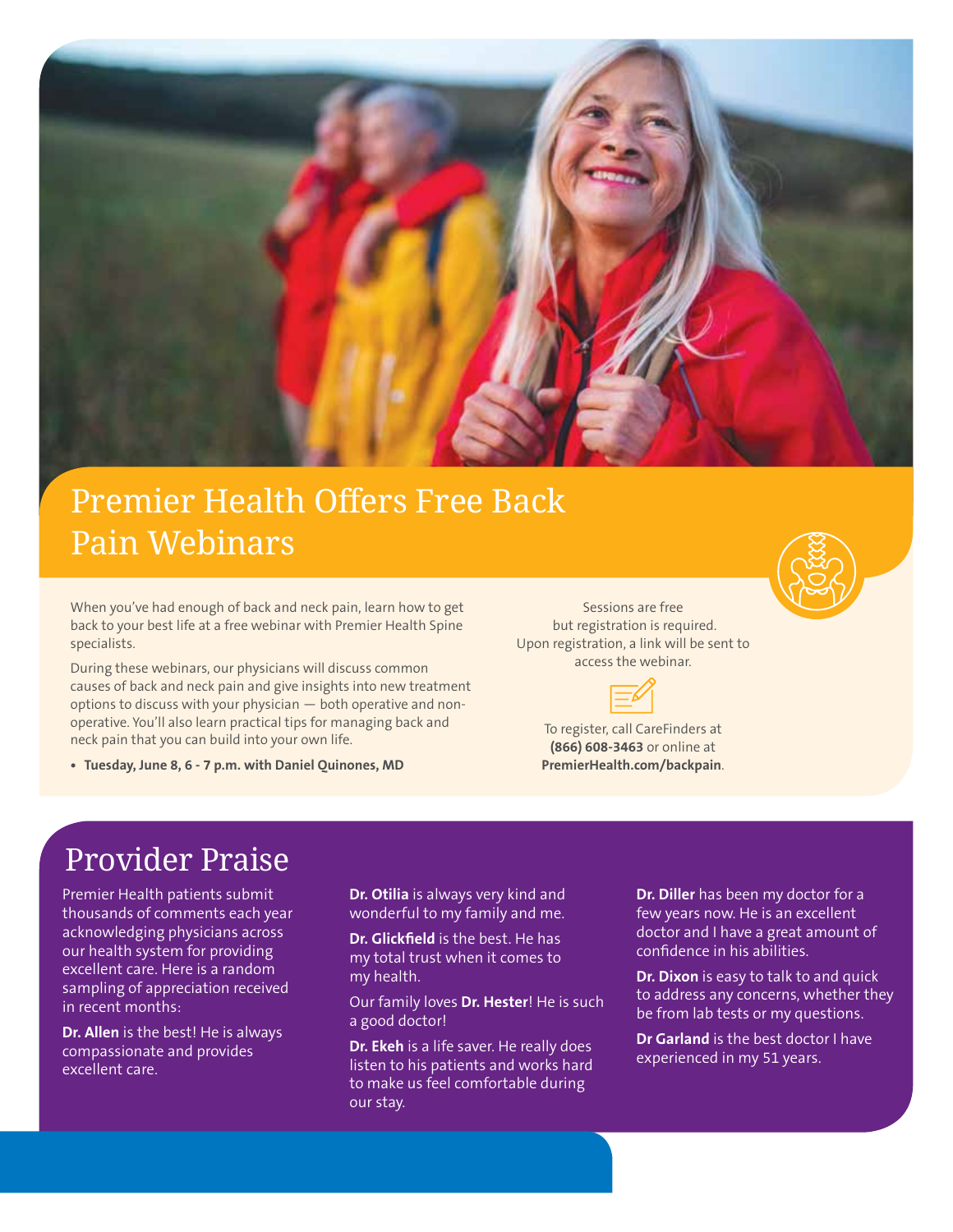# Premier Health Offers Free Back Pain Webinars

When you've had enough of back and neck pain, learn how to get back to your best life at a free webinar with Premier Health Spine specialists.

During these webinars, our physicians will discuss common causes of back and neck pain and give insights into new treatment options to discuss with your physician — both operative and non-operative. You'll also learn practical tips for managing back and neck pain that you can build into your own life.

- **Tuesday, June 8, 6 - 7 p.m. with Daniel Quinones, MD**

Sessions are free but registration is required. Upon registration, a link will be sent to access the webinar.

To register, call CareFinders at **(866) 608-3463** or online at **PremierHealth.com/backpain**.

# Provider Praise

Premier Health patients submit thousands of comments each year acknowledging physicians across our health system for providing excellent care. Here is a random sampling of appreciation received in recent months:

**Dr. Allen** is the best! He is always compassionate and provides excellent care.

**Dr. Otilia** is always very kind and wonderful to my family and me.

**Dr. Glickfield** is the best. He has my total trust when it comes to my health.

Our family loves **Dr. Hester**! He is such a good doctor!

**Dr. Ekeh** is a life saver. He really does listen to his patients and works hard to make us feel comfortable during our stay.

**Dr. Diller** has been my doctor for a few years now. He is an excellent doctor and I have a great amount of confidence in his abilities.

**Dr. Dixon** is easy to talk to and quick to address any concerns, whether they be from lab tests or my questions.

**Dr Garland** is the best doctor I have experienced in my 51 years.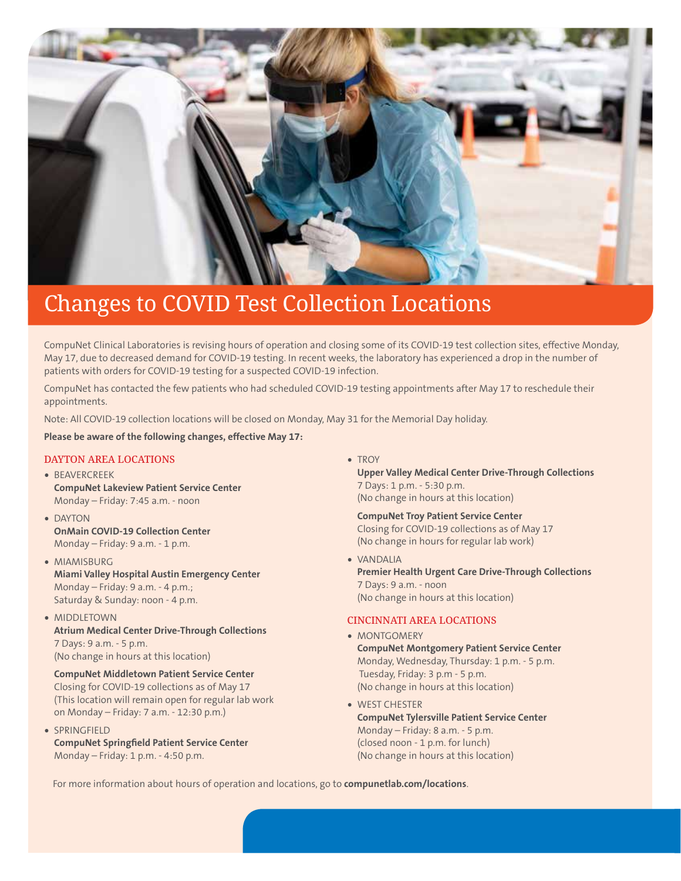# Changes to COVID Test Collection Locations

CompuNet Clinical Laboratories is revising hours of operation and closing some of its COVID-19 test collection sites, effective Monday, May 17, due to decreased demand for COVID-19 testing. In recent weeks, the laboratory has experienced a drop in the number of patients with orders for COVID-19 testing for a suspected COVID-19 infection.

CompuNet has contacted the few patients who had scheduled COVID-19 testing appointments after May 17 to reschedule their appointments.

Note: All COVID-19 collection locations will be closed on Monday, May 31 for the Memorial Day holiday.

**Please be aware of the following changes, effective May 17:**

## DAYTON AREA LOCATIONS

- BEAVERCREEK
  **CompuNet Lakeview Patient Service Center**
  Monday – Friday: 7:45 a.m. - noon
- DAYTON
  **OnMain COVID-19 Collection Center**
  Monday – Friday: 9 a.m. - 1 p.m.
- MIAMISBURG
  **Miami Valley Hospital Austin Emergency Center**
  Monday – Friday: 9 a.m. - 4 p.m.;
  Saturday & Sunday: noon - 4 p.m.
- MIDDLETOWN
  **Atrium Medical Center Drive-Through Collections**
  7 Days: 9 a.m. - 5 p.m.
  (No change in hours at this location)

  **CompuNet Middletown Patient Service Center**
  Closing for COVID-19 collections as of May 17
  (This location will remain open for regular lab work on Monday – Friday: 7 a.m. - 12:30 p.m.)
- SPRINGFIELD
  **CompuNet Springfield Patient Service Center**
  Monday – Friday: 1 p.m. - 4:50 p.m.
- TROY
  **Upper Valley Medical Center Drive-Through Collections**
  7 Days: 1 p.m. - 5:30 p.m.
  (No change in hours at this location)

  **CompuNet Troy Patient Service Center**
  Closing for COVID-19 collections as of May 17
  (No change in hours for regular lab work)
- VANDALIA
  **Premier Health Urgent Care Drive-Through Collections**
  7 Days: 9 a.m. - noon
  (No change in hours at this location)

## CINCINNATI AREA LOCATIONS

- MONTGOMERY
  **CompuNet Montgomery Patient Service Center**
  Monday, Wednesday, Thursday: 1 p.m. - 5 p.m.
  Tuesday, Friday: 3 p.m - 5 p.m.
  (No change in hours at this location)
- WEST CHESTER
  **CompuNet Tylersville Patient Service Center**
  Monday – Friday: 8 a.m. - 5 p.m.
  (closed noon - 1 p.m. for lunch)
  (No change in hours at this location)

For more information about hours of operation and locations, go to **compunetlab.com/locations**.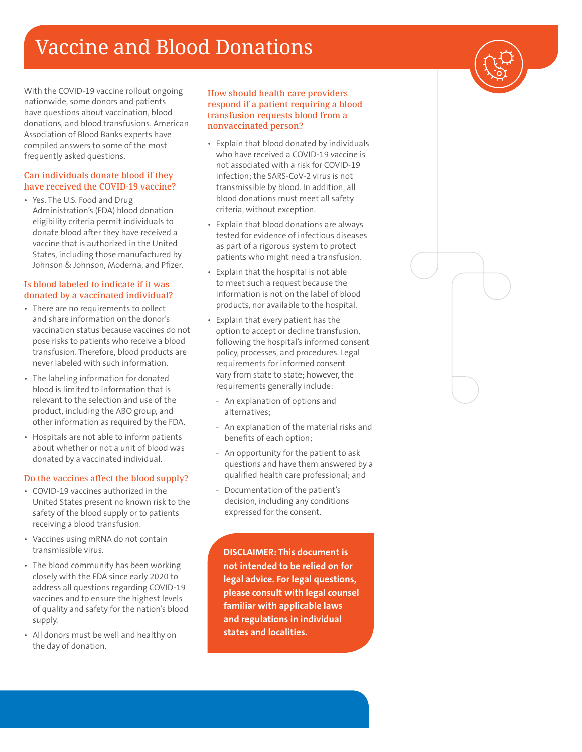# Vaccine and Blood Donations

With the COVID-19 vaccine rollout ongoing nationwide, some donors and patients have questions about vaccination, blood donations, and blood transfusions. American Association of Blood Banks experts have compiled answers to some of the most frequently asked questions.

## Can individuals donate blood if they have received the COVID-19 vaccine?

- Yes. The U.S. Food and Drug Administration's (FDA) blood donation eligibility criteria permit individuals to donate blood after they have received a vaccine that is authorized in the United States, including those manufactured by Johnson & Johnson, Moderna, and Pfizer.

## Is blood labeled to indicate if it was donated by a vaccinated individual?

- There are no requirements to collect and share information on the donor's vaccination status because vaccines do not pose risks to patients who receive a blood transfusion. Therefore, blood products are never labeled with such information.
- The labeling information for donated blood is limited to information that is relevant to the selection and use of the product, including the ABO group, and other information as required by the FDA.
- Hospitals are not able to inform patients about whether or not a unit of blood was donated by a vaccinated individual.

## Do the vaccines affect the blood supply?

- COVID-19 vaccines authorized in the United States present no known risk to the safety of the blood supply or to patients receiving a blood transfusion.
- Vaccines using mRNA do not contain transmissible virus.
- The blood community has been working closely with the FDA since early 2020 to address all questions regarding COVID-19 vaccines and to ensure the highest levels of quality and safety for the nation's blood supply.
- All donors must be well and healthy on the day of donation.

## How should health care providers respond if a patient requiring a blood transfusion requests blood from a nonvaccinated person?

- Explain that blood donated by individuals who have received a COVID-19 vaccine is not associated with a risk for COVID-19 infection; the SARS-CoV-2 virus is not transmissible by blood. In addition, all blood donations must meet all safety criteria, without exception.
- Explain that blood donations are always tested for evidence of infectious diseases as part of a rigorous system to protect patients who might need a transfusion.
- Explain that the hospital is not able to meet such a request because the information is not on the label of blood products, nor available to the hospital.
- Explain that every patient has the option to accept or decline transfusion, following the hospital's informed consent policy, processes, and procedures. Legal requirements for informed consent vary from state to state; however, the requirements generally include:
  - An explanation of options and alternatives;
  - An explanation of the material risks and benefits of each option;
  - An opportunity for the patient to ask questions and have them answered by a qualified health care professional; and
  - Documentation of the patient's decision, including any conditions expressed for the consent.

**DISCLAIMER: This document is not intended to be relied on for legal advice. For legal questions, please consult with legal counsel familiar with applicable laws and regulations in individual states and localities.**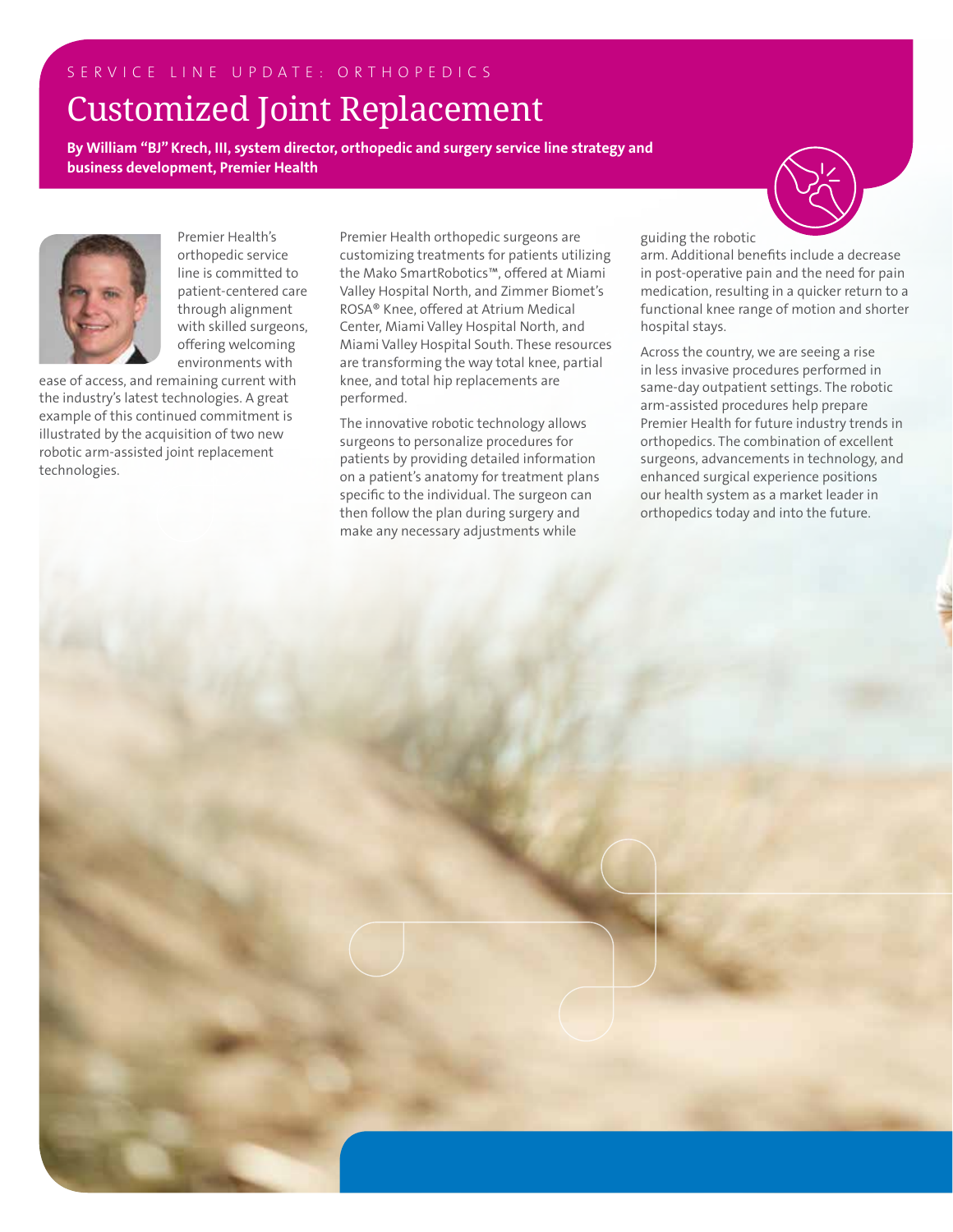SERVICE LINE UPDATE: ORTHOPEDICS

# Customized Joint Replacement

**By William "BJ" Krech, III, system director, orthopedic and surgery service line strategy and business development, Premier Health**

Premier Health's orthopedic service line is committed to patient-centered care through alignment with skilled surgeons, offering welcoming environments with ease of access, and remaining current with the industry's latest technologies. A great example of this continued commitment is illustrated by the acquisition of two new robotic arm-assisted joint replacement technologies.

Premier Health orthopedic surgeons are customizing treatments for patients utilizing the Mako SmartRobotics™, offered at Miami Valley Hospital North, and Zimmer Biomet's ROSA® Knee, offered at Atrium Medical Center, Miami Valley Hospital North, and Miami Valley Hospital South. These resources are transforming the way total knee, partial knee, and total hip replacements are performed.

The innovative robotic technology allows surgeons to personalize procedures for patients by providing detailed information on a patient's anatomy for treatment plans specific to the individual. The surgeon can then follow the plan during surgery and make any necessary adjustments while guiding the robotic arm. Additional benefits include a decrease in post-operative pain and the need for pain medication, resulting in a quicker return to a functional knee range of motion and shorter hospital stays.

Across the country, we are seeing a rise in less invasive procedures performed in same-day outpatient settings. The robotic arm-assisted procedures help prepare Premier Health for future industry trends in orthopedics. The combination of excellent surgeons, advancements in technology, and enhanced surgical experience positions our health system as a market leader in orthopedics today and into the future.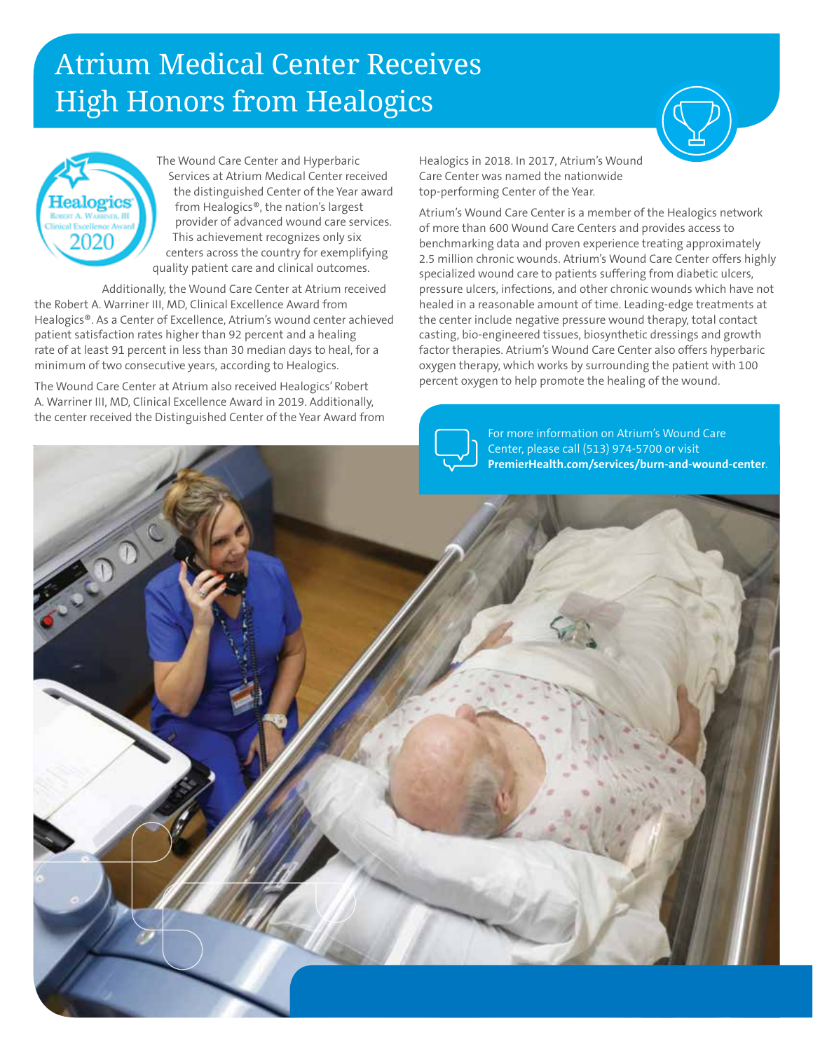# Atrium Medical Center Receives High Honors from Healogics

The Wound Care Center and Hyperbaric Services at Atrium Medical Center received the distinguished Center of the Year award from Healogics®, the nation's largest provider of advanced wound care services. This achievement recognizes only six centers across the country for exemplifying quality patient care and clinical outcomes.

Additionally, the Wound Care Center at Atrium received the Robert A. Warriner III, MD, Clinical Excellence Award from Healogics®. As a Center of Excellence, Atrium's wound center achieved patient satisfaction rates higher than 92 percent and a healing rate of at least 91 percent in less than 30 median days to heal, for a minimum of two consecutive years, according to Healogics.

The Wound Care Center at Atrium also received Healogics' Robert A. Warriner III, MD, Clinical Excellence Award in 2019. Additionally, the center received the Distinguished Center of the Year Award from Healogics in 2018. In 2017, Atrium's Wound Care Center was named the nationwide top-performing Center of the Year.

Atrium's Wound Care Center is a member of the Healogics network of more than 600 Wound Care Centers and provides access to benchmarking data and proven experience treating approximately 2.5 million chronic wounds. Atrium's Wound Care Center offers highly specialized wound care to patients suffering from diabetic ulcers, pressure ulcers, infections, and other chronic wounds which have not healed in a reasonable amount of time. Leading-edge treatments at the center include negative pressure wound therapy, total contact casting, bio-engineered tissues, biosynthetic dressings and growth factor therapies. Atrium's Wound Care Center also offers hyperbaric oxygen therapy, which works by surrounding the patient with 100 percent oxygen to help promote the healing of the wound.

For more information on Atrium's Wound Care Center, please call (513) 974-5700 or visit **PremierHealth.com/services/burn-and-wound-center**.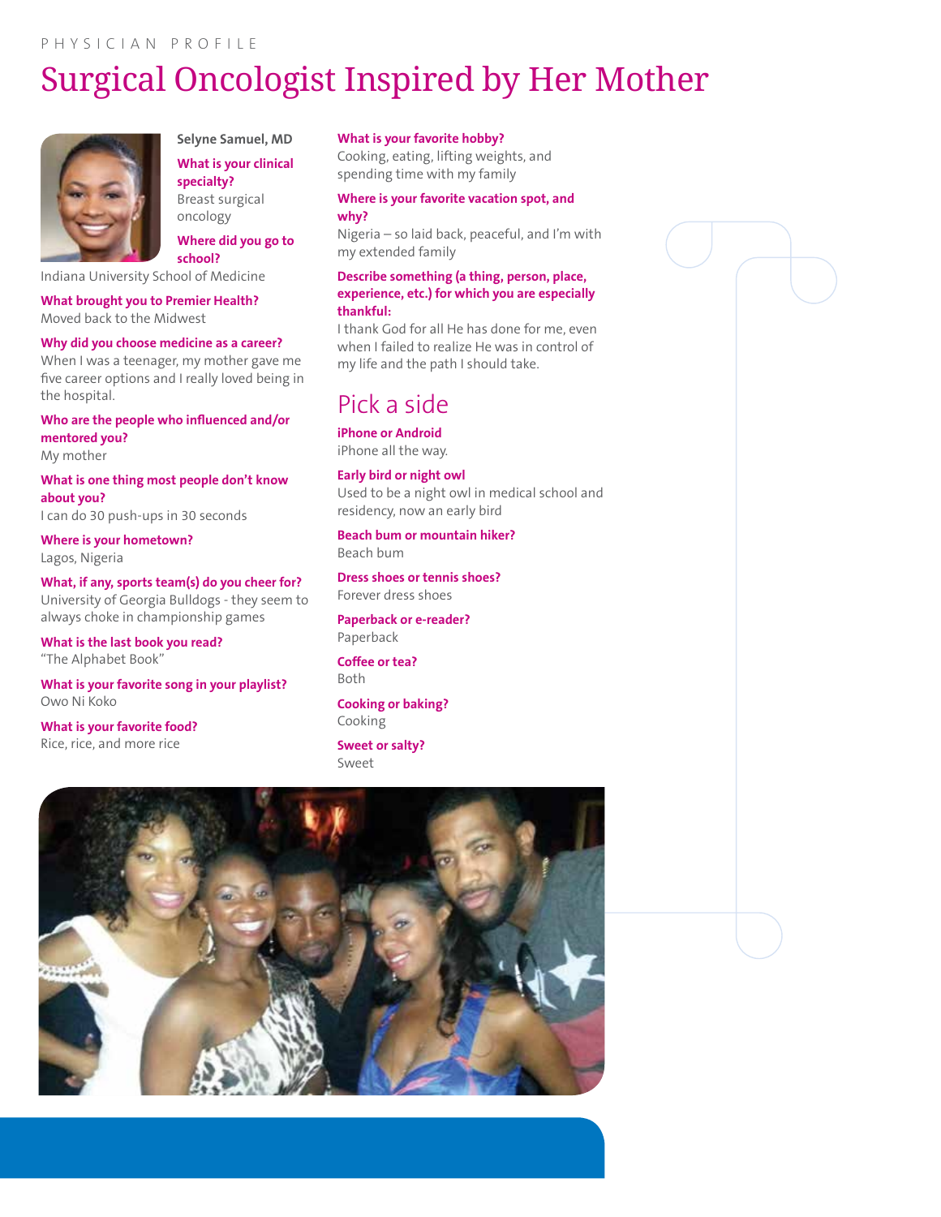PHYSICIAN PROFILE

# Surgical Oncologist Inspired by Her Mother

**Selyne Samuel, MD**

**What is your clinical specialty?**
Breast surgical oncology

**Where did you go to school?**
Indiana University School of Medicine

**What brought you to Premier Health?**
Moved back to the Midwest

**Why did you choose medicine as a career?**
When I was a teenager, my mother gave me five career options and I really loved being in the hospital.

**Who are the people who influenced and/or mentored you?**
My mother

**What is one thing most people don't know about you?**
I can do 30 push-ups in 30 seconds

**Where is your hometown?**
Lagos, Nigeria

**What, if any, sports team(s) do you cheer for?**
University of Georgia Bulldogs - they seem to always choke in championship games

**What is the last book you read?**
"The Alphabet Book"

**What is your favorite song in your playlist?**
Owo Ni Koko

**What is your favorite food?**
Rice, rice, and more rice

**What is your favorite hobby?**
Cooking, eating, lifting weights, and spending time with my family

**Where is your favorite vacation spot, and why?**
Nigeria – so laid back, peaceful, and I'm with my extended family

**Describe something (a thing, person, place, experience, etc.) for which you are especially thankful:**
I thank God for all He has done for me, even when I failed to realize He was in control of my life and the path I should take.

## Pick a side

**iPhone or Android**
iPhone all the way.

**Early bird or night owl**
Used to be a night owl in medical school and residency, now an early bird

**Beach bum or mountain hiker?**
Beach bum

**Dress shoes or tennis shoes?**
Forever dress shoes

**Paperback or e-reader?**
Paperback

**Coffee or tea?**
Both

**Cooking or baking?**
Cooking

**Sweet or salty?**
Sweet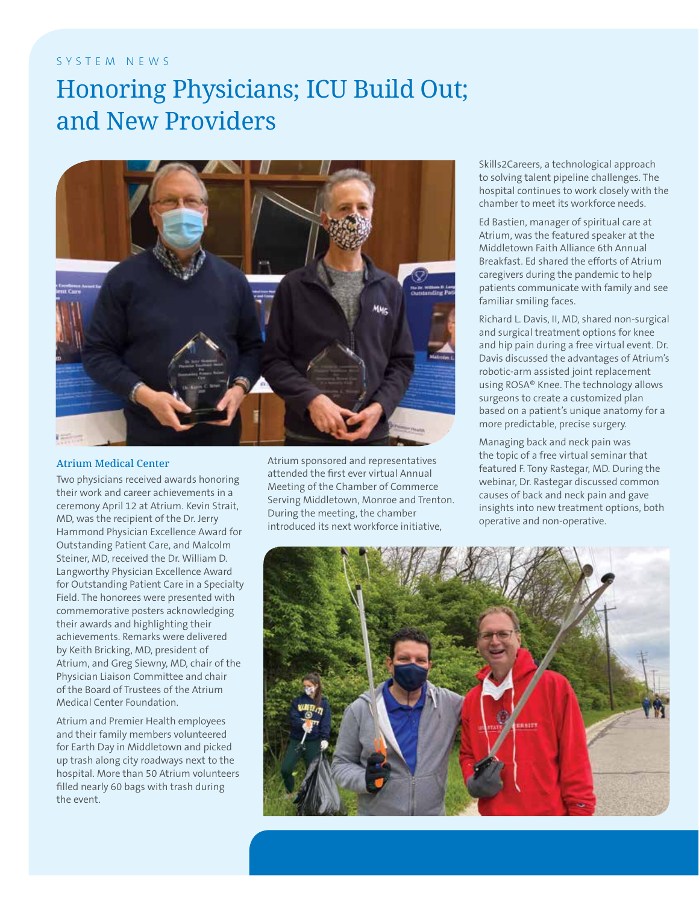SYSTEM NEWS

# Honoring Physicians; ICU Build Out; and New Providers

### Atrium Medical Center

Two physicians received awards honoring their work and career achievements in a ceremony April 12 at Atrium. Kevin Strait, MD, was the recipient of the Dr. Jerry Hammond Physician Excellence Award for Outstanding Patient Care, and Malcolm Steiner, MD, received the Dr. William D. Langworthy Physician Excellence Award for Outstanding Patient Care in a Specialty Field. The honorees were presented with commemorative posters acknowledging their awards and highlighting their achievements. Remarks were delivered by Keith Bricking, MD, president of Atrium, and Greg Siewny, MD, chair of the Physician Liaison Committee and chair of the Board of Trustees of the Atrium Medical Center Foundation.

Atrium and Premier Health employees and their family members volunteered for Earth Day in Middletown and picked up trash along city roadways next to the hospital. More than 50 Atrium volunteers filled nearly 60 bags with trash during the event.

Atrium sponsored and representatives attended the first ever virtual Annual Meeting of the Chamber of Commerce Serving Middletown, Monroe and Trenton. During the meeting, the chamber introduced its next workforce initiative, Skills2Careers, a technological approach to solving talent pipeline challenges. The hospital continues to work closely with the chamber to meet its workforce needs.

Ed Bastien, manager of spiritual care at Atrium, was the featured speaker at the Middletown Faith Alliance 6th Annual Breakfast. Ed shared the efforts of Atrium caregivers during the pandemic to help patients communicate with family and see familiar smiling faces.

Richard L. Davis, II, MD, shared non-surgical and surgical treatment options for knee and hip pain during a free virtual event. Dr. Davis discussed the advantages of Atrium's robotic-arm assisted joint replacement using ROSA® Knee. The technology allows surgeons to create a customized plan based on a patient's unique anatomy for a more predictable, precise surgery.

Managing back and neck pain was the topic of a free virtual seminar that featured F. Tony Rastegar, MD. During the webinar, Dr. Rastegar discussed common causes of back and neck pain and gave insights into new treatment options, both operative and non-operative.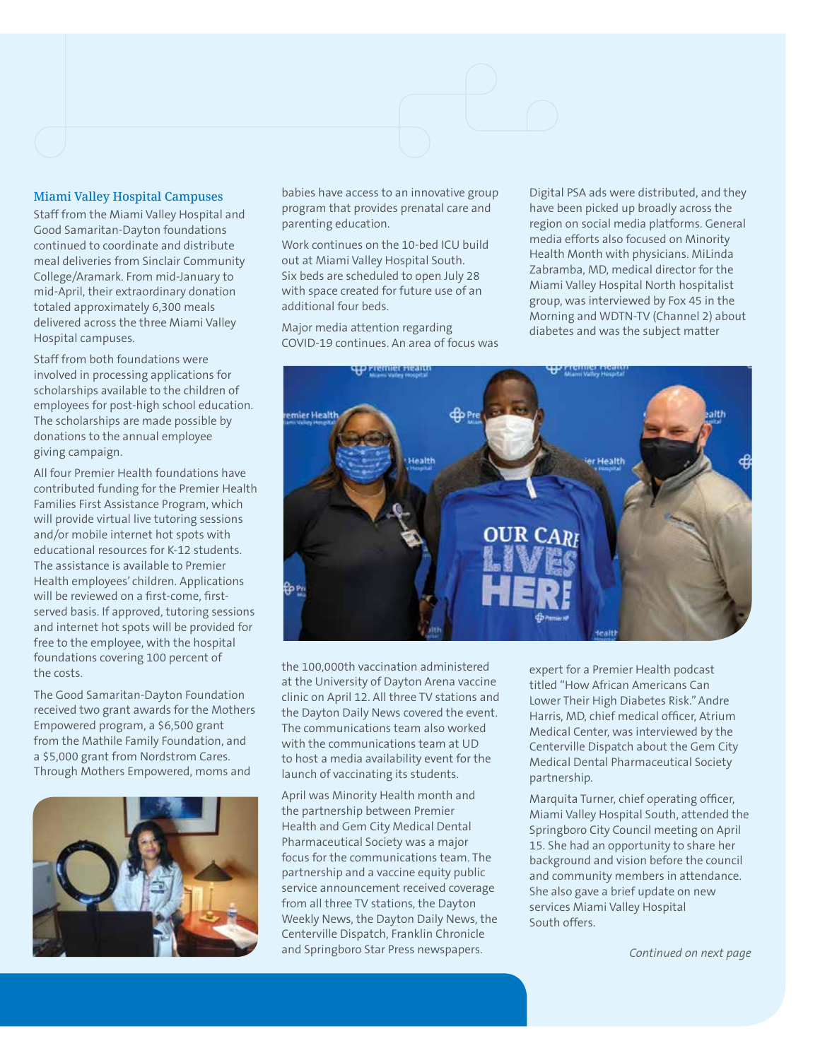## Miami Valley Hospital Campuses

Staff from the Miami Valley Hospital and Good Samaritan-Dayton foundations continued to coordinate and distribute meal deliveries from Sinclair Community College/Aramark. From mid-January to mid-April, their extraordinary donation totaled approximately 6,300 meals delivered across the three Miami Valley Hospital campuses.

Staff from both foundations were involved in processing applications for scholarships available to the children of employees for post-high school education. The scholarships are made possible by donations to the annual employee giving campaign.

All four Premier Health foundations have contributed funding for the Premier Health Families First Assistance Program, which will provide virtual live tutoring sessions and/or mobile internet hot spots with educational resources for K-12 students. The assistance is available to Premier Health employees' children. Applications will be reviewed on a first-come, first-served basis. If approved, tutoring sessions and internet hot spots will be provided for free to the employee, with the hospital foundations covering 100 percent of the costs.

The Good Samaritan-Dayton Foundation received two grant awards for the Mothers Empowered program, a $6,500 grant from the Mathile Family Foundation, and a $5,000 grant from Nordstrom Cares. Through Mothers Empowered, moms and babies have access to an innovative group program that provides prenatal care and parenting education.

Work continues on the 10-bed ICU build out at Miami Valley Hospital South. Six beds are scheduled to open July 28 with space created for future use of an additional four beds.

Major media attention regarding COVID-19 continues. An area of focus was the 100,000th vaccination administered at the University of Dayton Arena vaccine clinic on April 12. All three TV stations and the Dayton Daily News covered the event. The communications team also worked with the communications team at UD to host a media availability event for the launch of vaccinating its students.

April was Minority Health month and the partnership between Premier Health and Gem City Medical Dental Pharmaceutical Society was a major focus for the communications team. The partnership and a vaccine equity public service announcement received coverage from all three TV stations, the Dayton Weekly News, the Dayton Daily News, the Centerville Dispatch, Franklin Chronicle and Springboro Star Press newspapers.

Digital PSA ads were distributed, and they have been picked up broadly across the region on social media platforms. General media efforts also focused on Minority Health Month with physicians. MiLinda Zabramba, MD, medical director for the Miami Valley Hospital North hospitalist group, was interviewed by Fox 45 in the Morning and WDTN-TV (Channel 2) about diabetes and was the subject matter expert for a Premier Health podcast titled "How African Americans Can Lower Their High Diabetes Risk." Andre Harris, MD, chief medical officer, Atrium Medical Center, was interviewed by the Centerville Dispatch about the Gem City Medical Dental Pharmaceutical Society partnership.

Marquita Turner, chief operating officer, Miami Valley Hospital South, attended the Springboro City Council meeting on April 15. She had an opportunity to share her background and vision before the council and community members in attendance. She also gave a brief update on new services Miami Valley Hospital South offers.

*Continued on next page*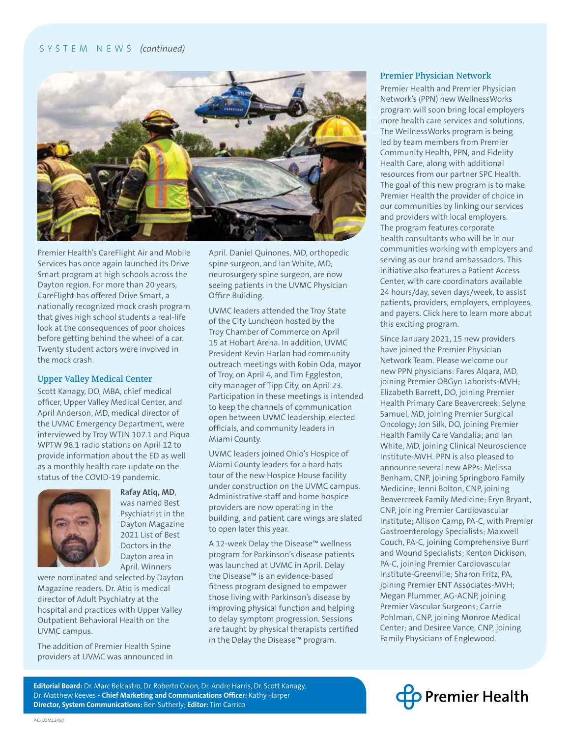SYSTEM NEWS *(continued)*

Premier Health's CareFlight Air and Mobile Services has once again launched its Drive Smart program at high schools across the Dayton region. For more than 20 years, CareFlight has offered Drive Smart, a nationally recognized mock crash program that gives high school students a real-life look at the consequences of poor choices before getting behind the wheel of a car. Twenty student actors were involved in the mock crash.

## Upper Valley Medical Center

Scott Kanagy, DO, MBA, chief medical officer, Upper Valley Medical Center, and April Anderson, MD, medical director of the UVMC Emergency Department, were interviewed by Troy WTJN 107.1 and Piqua WPTW 98.1 radio stations on April 12 to provide information about the ED as well as a monthly health care update on the status of the COVID-19 pandemic.

**Rafay Atiq, MD**, was named Best Psychiatrist in the Dayton Magazine 2021 List of Best Doctors in the Dayton area in April. Winners were nominated and selected by Dayton Magazine readers. Dr. Atiq is medical director of Adult Psychiatry at the hospital and practices with Upper Valley Outpatient Behavioral Health on the UVMC campus.

The addition of Premier Health Spine providers at UVMC was announced in April. Daniel Quinones, MD, orthopedic spine surgeon, and Ian White, MD, neurosurgery spine surgeon, are now seeing patients in the UVMC Physician Office Building.

UVMC leaders attended the Troy State of the City Luncheon hosted by the Troy Chamber of Commerce on April 15 at Hobart Arena. In addition, UVMC President Kevin Harlan had community outreach meetings with Robin Oda, mayor of Troy, on April 4, and Tim Eggleston, city manager of Tipp City, on April 23. Participation in these meetings is intended to keep the channels of communication open between UVMC leadership, elected officials, and community leaders in Miami County.

UVMC leaders joined Ohio's Hospice of Miami County leaders for a hard hats tour of the new Hospice House facility under construction on the UVMC campus. Administrative staff and home hospice providers are now operating in the building, and patient care wings are slated to open later this year.

A 12-week Delay the Disease™ wellness program for Parkinson's disease patients was launched at UVMC in April. Delay the Disease™ is an evidence-based fitness program designed to empower those living with Parkinson's disease by improving physical function and helping to delay symptom progression. Sessions are taught by physical therapists certified in the Delay the Disease™ program.

## Premier Physician Network

Premier Health and Premier Physician Network's (PPN) new WellnessWorks program will soon bring local employers more health care services and solutions. The WellnessWorks program is being led by team members from Premier Community Health, PPN, and Fidelity Health Care, along with additional resources from our partner SPC Health. The goal of this new program is to make Premier Health the provider of choice in our communities by linking our services and providers with local employers. The program features corporate health consultants who will be in our communities working with employers and serving as our brand ambassadors. This initiative also features a Patient Access Center, with care coordinators available 24 hours/day, seven days/week, to assist patients, providers, employers, employees, and payers. Click here to learn more about this exciting program.

Since January 2021, 15 new providers have joined the Premier Physician Network Team. Please welcome our new PPN physicians: Fares Alqara, MD, joining Premier OBGyn Laborists-MVH; Elizabeth Barrett, DO, joining Premier Health Primary Care Beavercreek; Selyne Samuel, MD, joining Premier Surgical Oncology; Jon Silk, DO, joining Premier Health Family Care Vandalia; and Ian White, MD, joining Clinical Neuroscience Institute-MVH. PPN is also pleased to announce several new APPs: Melissa Benham, CNP, joining Springboro Family Medicine; Jenni Bolton, CNP, joining Beavercreek Family Medicine; Eryn Bryant, CNP, joining Premier Cardiovascular Institute; Allison Camp, PA-C, with Premier Gastroenterology Specialists; Maxwell Couch, PA-C, joining Comprehensive Burn and Wound Specialists; Kenton Dickison, PA-C, joining Premier Cardiovascular Institute-Greenville; Sharon Fritz, PA, joining Premier ENT Associates-MVH; Megan Plummer, AG-ACNP, joining Premier Vascular Surgeons; Carrie Pohlman, CNP, joining Monroe Medical Center; and Desiree Vance, CNP, joining Family Physicians of Englewood.

**Editorial Board:** Dr. Marc Belcastro, Dr. Roberto Colon, Dr. Andre Harris, Dr. Scott Kanagy, Dr. Matthew Reeves • **Chief Marketing and Communications Officer:** Kathy Harper
**Director, System Communications:** Ben Sutherly; **Editor:** Tim Carrico

Premier Health

P-C-COM13487